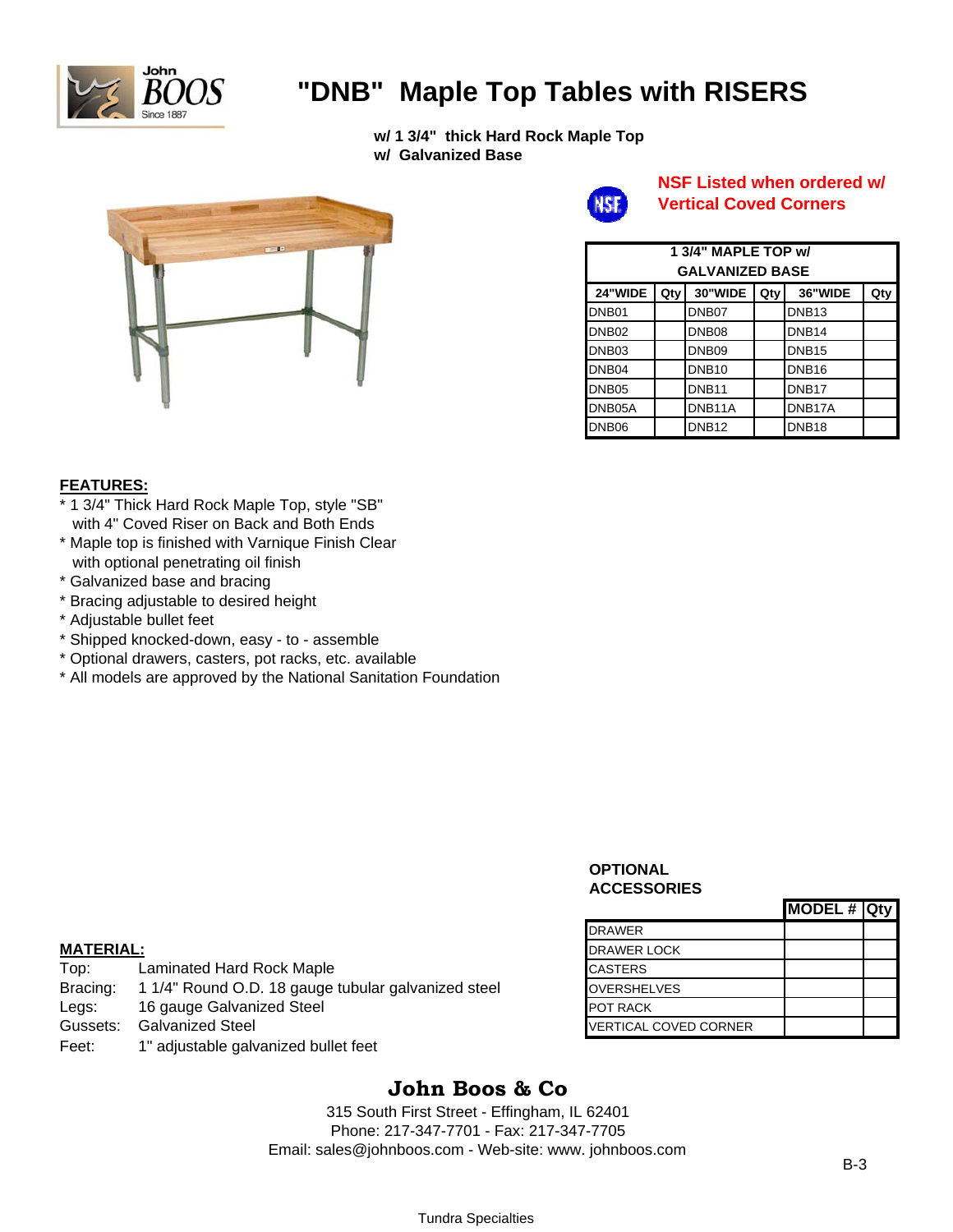John BOOS Since 1887

# "DNB" Maple Top Tables with RISERS

**w/ 1 3/4" thick Hard Rock Maple Top**
**w/ Galvanized Base**

**NSF Listed when ordered w/ Vertical Coved Corners**

| 1 3/4" MAPLE TOP w/ GALVANIZED BASE | | | | | |
|---|---|---|---|---|---|
| **24"WIDE** | **Qty** | **30"WIDE** | **Qty** | **36"WIDE** | **Qty** |
| DNB01 | | DNB07 | | DNB13 | |
| DNB02 | | DNB08 | | DNB14 | |
| DNB03 | | DNB09 | | DNB15 | |
| DNB04 | | DNB10 | | DNB16 | |
| DNB05 | | DNB11 | | DNB17 | |
| DNB05A | | DNB11A | | DNB17A | |
| DNB06 | | DNB12 | | DNB18 | |

**FEATURES:**

* 1 3/4" Thick Hard Rock Maple Top, style "SB" with 4" Coved Riser on Back and Both Ends
* Maple top is finished with Varnique Finish Clear with optional penetrating oil finish
* Galvanized base and bracing
* Bracing adjustable to desired height
* Adjustable bullet feet
* Shipped knocked-down, easy - to - assemble
* Optional drawers, casters, pot racks, etc. available
* All models are approved by the National Sanitation Foundation

**OPTIONAL ACCESSORIES**

| | **MODEL #** | **Qty** |
|---|---|---|
| DRAWER | | |
| DRAWER LOCK | | |
| CASTERS | | |
| OVERSHELVES | | |
| POT RACK | | |
| VERTICAL COVED CORNER | | |

**MATERIAL:**

| | |
|---|---|
| Top: | Laminated Hard Rock Maple |
| Bracing: | 1 1/4" Round O.D. 18 gauge tubular galvanized steel |
| Legs: | 16 gauge Galvanized Steel |
| Gussets: | Galvanized Steel |
| Feet: | 1" adjustable galvanized bullet feet |

**John Boos & Co**

315 South First Street - Effingham, IL 62401
Phone: 217-347-7701 - Fax: 217-347-7705
Email: sales@johnboos.com - Web-site: www. johnboos.com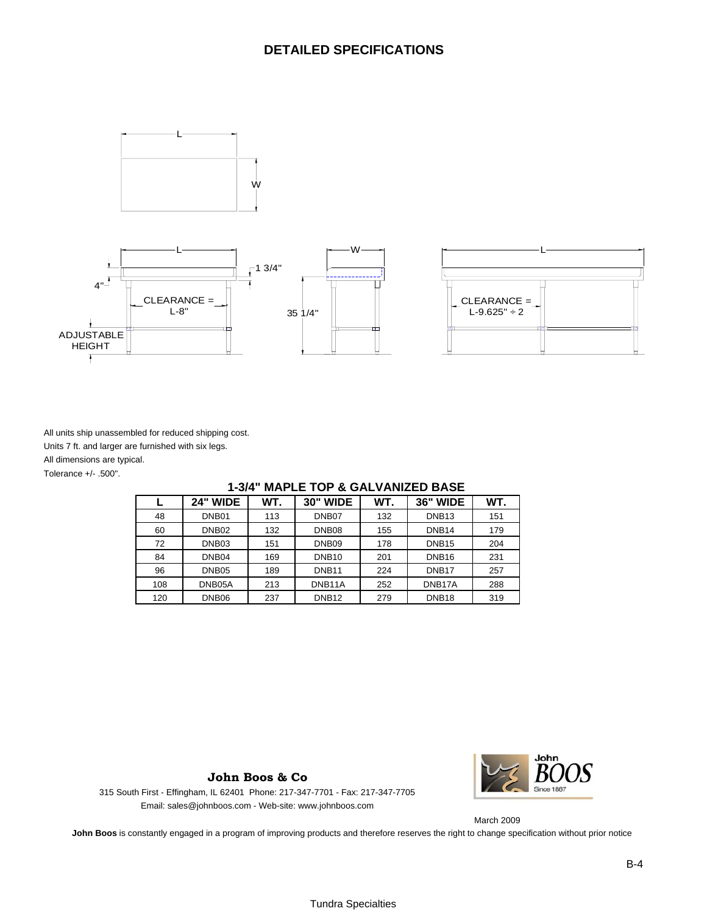# DETAILED SPECIFICATIONS

L

W

L

1 3/4"

4"

CLEARANCE = L-8"

ADJUSTABLE HEIGHT

W

35 1/4"

L

CLEARANCE = L-9.625" ÷ 2

All units ship unassembled for reduced shipping cost.

Units 7 ft. and larger are furnished with six legs.

All dimensions are typical.

Tolerance +/- .500".

**1-3/4" MAPLE TOP & GALVANIZED BASE**

| L | 24" WIDE | WT. | 30" WIDE | WT. | 36" WIDE | WT. |
|---|---|---|---|---|---|---|
| 48 | DNB01 | 113 | DNB07 | 132 | DNB13 | 151 |
| 60 | DNB02 | 132 | DNB08 | 155 | DNB14 | 179 |
| 72 | DNB03 | 151 | DNB09 | 178 | DNB15 | 204 |
| 84 | DNB04 | 169 | DNB10 | 201 | DNB16 | 231 |
| 96 | DNB05 | 189 | DNB11 | 224 | DNB17 | 257 |
| 108 | DNB05A | 213 | DNB11A | 252 | DNB17A | 288 |
| 120 | DNB06 | 237 | DNB12 | 279 | DNB18 | 319 |

**John Boos & Co**

315 South First - Effingham, IL 62401 Phone: 217-347-7701 - Fax: 217-347-7705

Email: sales@johnboos.com - Web-site: www.johnboos.com

John BOOS Since 1887

March 2009

**John Boos** is constantly engaged in a program of improving products and therefore reserves the right to change specification without prior notice

Tundra Specialties